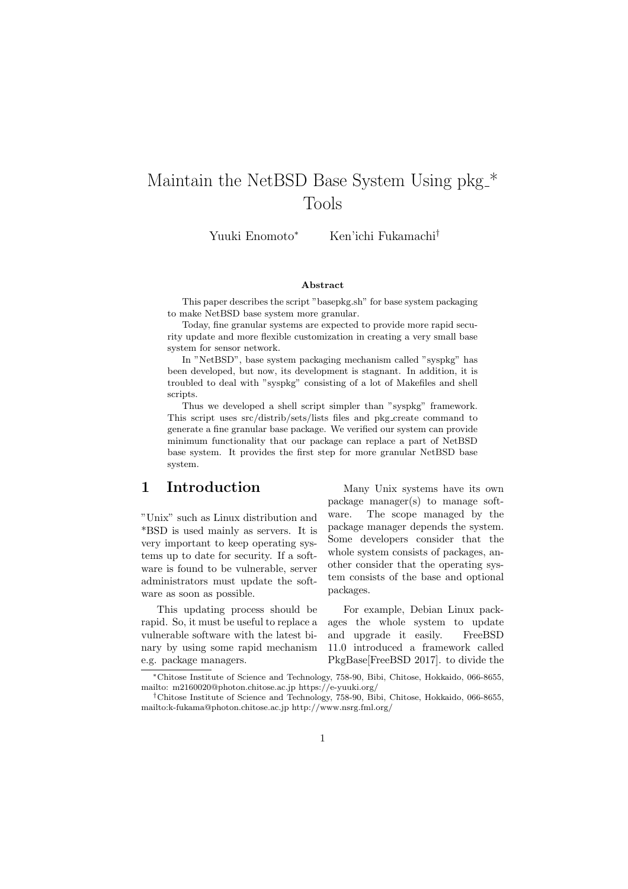# Maintain the NetBSD Base System Using pkg_* Tools

Yuuki Enomoto* Ken'ichi Fukamachi†

**Abstract**

This paper describes the script "basepkg.sh" for base system packaging to make NetBSD base system more granular.

Today, fine granular systems are expected to provide more rapid security update and more flexible customization in creating a very small base system for sensor network.

In "NetBSD", base system packaging mechanism called "syspkg" has been developed, but now, its development is stagnant. In addition, it is troubled to deal with "syspkg" consisting of a lot of Makefiles and shell scripts.

Thus we developed a shell script simpler than "syspkg" framework. This script uses src/distrib/sets/lists files and pkg_create command to generate a fine granular base package. We verified our system can provide minimum functionality that our package can replace a part of NetBSD base system. It provides the first step for more granular NetBSD base system.

## 1 Introduction

"Unix" such as Linux distribution and *BSD is used mainly as servers. It is very important to keep operating systems up to date for security. If a software is found to be vulnerable, server administrators must update the software as soon as possible.

This updating process should be rapid. So, it must be useful to replace a vulnerable software with the latest binary by using some rapid mechanism e.g. package managers.

Many Unix systems have its own package manager(s) to manage software. The scope managed by the package manager depends the system. Some developers consider that the whole system consists of packages, another consider that the operating system consists of the base and optional packages.

For example, Debian Linux packages the whole system to update and upgrade it easily. FreeBSD 11.0 introduced a framework called PkgBase[FreeBSD 2017]. to divide the

*Chitose Institute of Science and Technology, 758-90, Bibi, Chitose, Hokkaido, 066-8655, mailto: m2160020@photon.chitose.ac.jp https://e-yuuki.org/

†Chitose Institute of Science and Technology, 758-90, Bibi, Chitose, Hokkaido, 066-8655, mailto:k-fukama@photon.chitose.ac.jp http://www.nsrg.fml.org/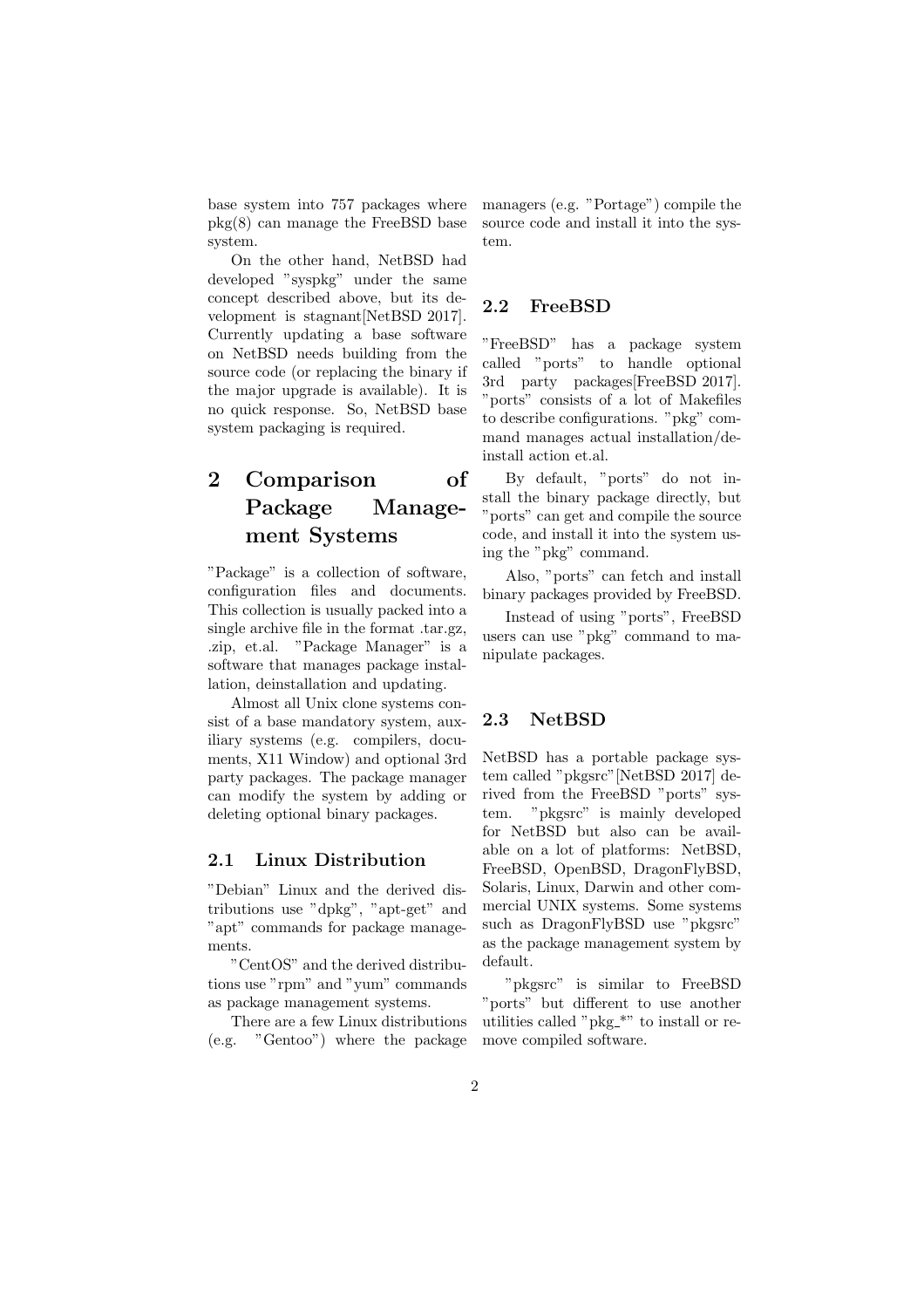base system into 757 packages where pkg(8) can manage the FreeBSD base system.

On the other hand, NetBSD had developed "syspkg" under the same concept described above, but its development is stagnant[NetBSD 2017]. Currently updating a base software on NetBSD needs building from the source code (or replacing the binary if the major upgrade is available). It is no quick response. So, NetBSD base system packaging is required.

# 2 Comparison of Package Management Systems

"Package" is a collection of software, configuration files and documents. This collection is usually packed into a single archive file in the format .tar.gz, .zip, et.al. "Package Manager" is a software that manages package installation, deinstallation and updating.

Almost all Unix clone systems consist of a base mandatory system, auxiliary systems (e.g. compilers, documents, X11 Window) and optional 3rd party packages. The package manager can modify the system by adding or deleting optional binary packages.

## 2.1 Linux Distribution

"Debian" Linux and the derived distributions use "dpkg", "apt-get" and "apt" commands for package managements.

"CentOS" and the derived distributions use "rpm" and "yum" commands as package management systems.

There are a few Linux distributions (e.g. "Gentoo") where the package managers (e.g. "Portage") compile the source code and install it into the system.

## 2.2 FreeBSD

"FreeBSD" has a package system called "ports" to handle optional 3rd party packages[FreeBSD 2017]. "ports" consists of a lot of Makefiles to describe configurations. "pkg" command manages actual installation/deinstall action et.al.

By default, "ports" do not install the binary package directly, but "ports" can get and compile the source code, and install it into the system using the "pkg" command.

Also, "ports" can fetch and install binary packages provided by FreeBSD.

Instead of using "ports", FreeBSD users can use "pkg" command to manipulate packages.

## 2.3 NetBSD

NetBSD has a portable package system called "pkgsrc"[NetBSD 2017] derived from the FreeBSD "ports" system. "pkgsrc" is mainly developed for NetBSD but also can be available on a lot of platforms: NetBSD, FreeBSD, OpenBSD, DragonFlyBSD, Solaris, Linux, Darwin and other commercial UNIX systems. Some systems such as DragonFlyBSD use "pkgsrc" as the package management system by default.

"pkgsrc" is similar to FreeBSD "ports" but different to use another utilities called "pkg_*" to install or remove compiled software.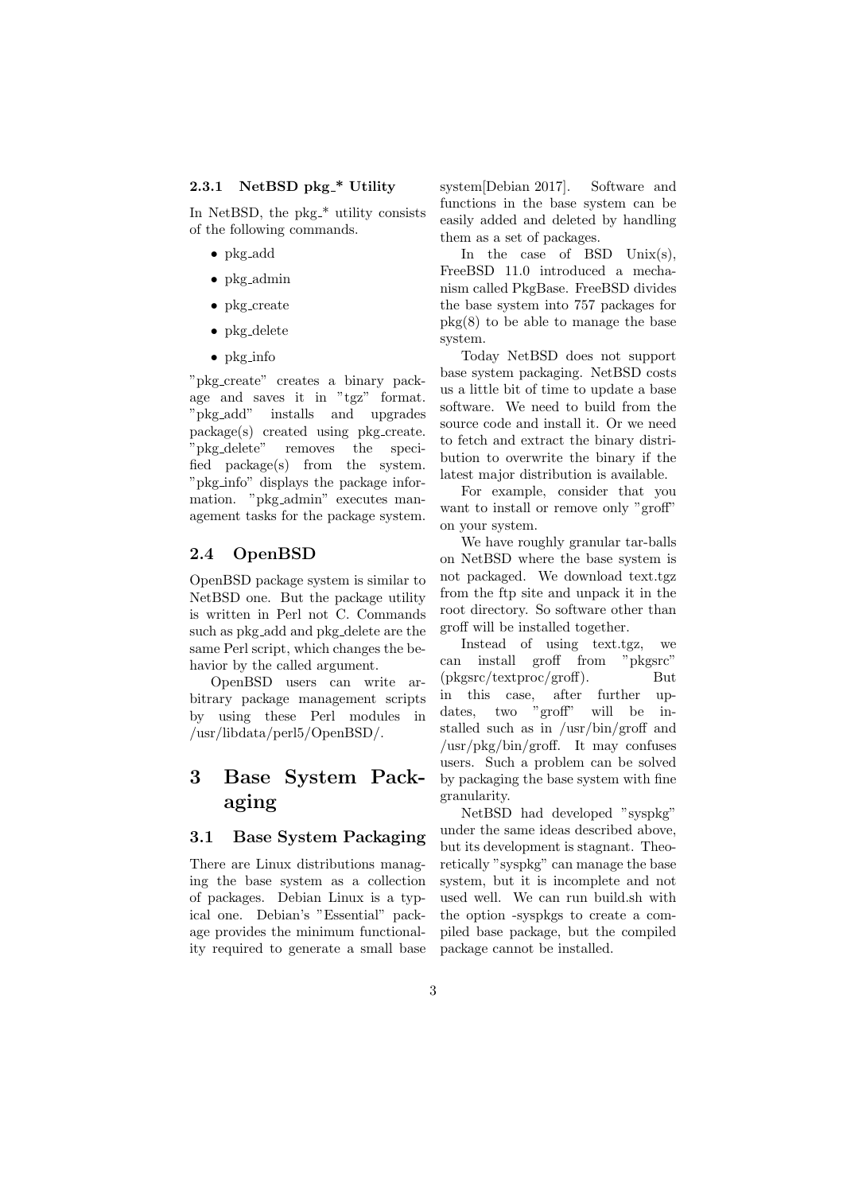### 2.3.1 NetBSD pkg_* Utility

In NetBSD, the pkg_* utility consists of the following commands.

- pkg_add
- pkg_admin
- pkg_create
- pkg_delete
- pkg_info

"pkg_create" creates a binary package and saves it in "tgz" format. "pkg_add" installs and upgrades package(s) created using pkg_create. "pkg_delete" removes the specified package(s) from the system. "pkg_info" displays the package information. "pkg_admin" executes management tasks for the package system.

## 2.4 OpenBSD

OpenBSD package system is similar to NetBSD one. But the package utility is written in Perl not C. Commands such as pkg_add and pkg_delete are the same Perl script, which changes the behavior by the called argument.

OpenBSD users can write arbitrary package management scripts by using these Perl modules in /usr/libdata/perl5/OpenBSD/.

# 3 Base System Packaging

## 3.1 Base System Packaging

There are Linux distributions managing the base system as a collection of packages. Debian Linux is a typical one. Debian's "Essential" package provides the minimum functionality required to generate a small base system[Debian 2017]. Software and functions in the base system can be easily added and deleted by handling them as a set of packages.

In the case of BSD Unix(s), FreeBSD 11.0 introduced a mechanism called PkgBase. FreeBSD divides the base system into 757 packages for pkg(8) to be able to manage the base system.

Today NetBSD does not support base system packaging. NetBSD costs us a little bit of time to update a base software. We need to build from the source code and install it. Or we need to fetch and extract the binary distribution to overwrite the binary if the latest major distribution is available.

For example, consider that you want to install or remove only "groff" on your system.

We have roughly granular tar-balls on NetBSD where the base system is not packaged. We download text.tgz from the ftp site and unpack it in the root directory. So software other than groff will be installed together.

Instead of using text.tgz, we can install groff from "pkgsrc" (pkgsrc/textproc/groff). But in this case, after further updates, two "groff" will be installed such as in /usr/bin/groff and /usr/pkg/bin/groff. It may confuses users. Such a problem can be solved by packaging the base system with fine granularity.

NetBSD had developed "syspkg" under the same ideas described above, but its development is stagnant. Theoretically "syspkg" can manage the base system, but it is incomplete and not used well. We can run build.sh with the option -syspkgs to create a compiled base package, but the compiled package cannot be installed.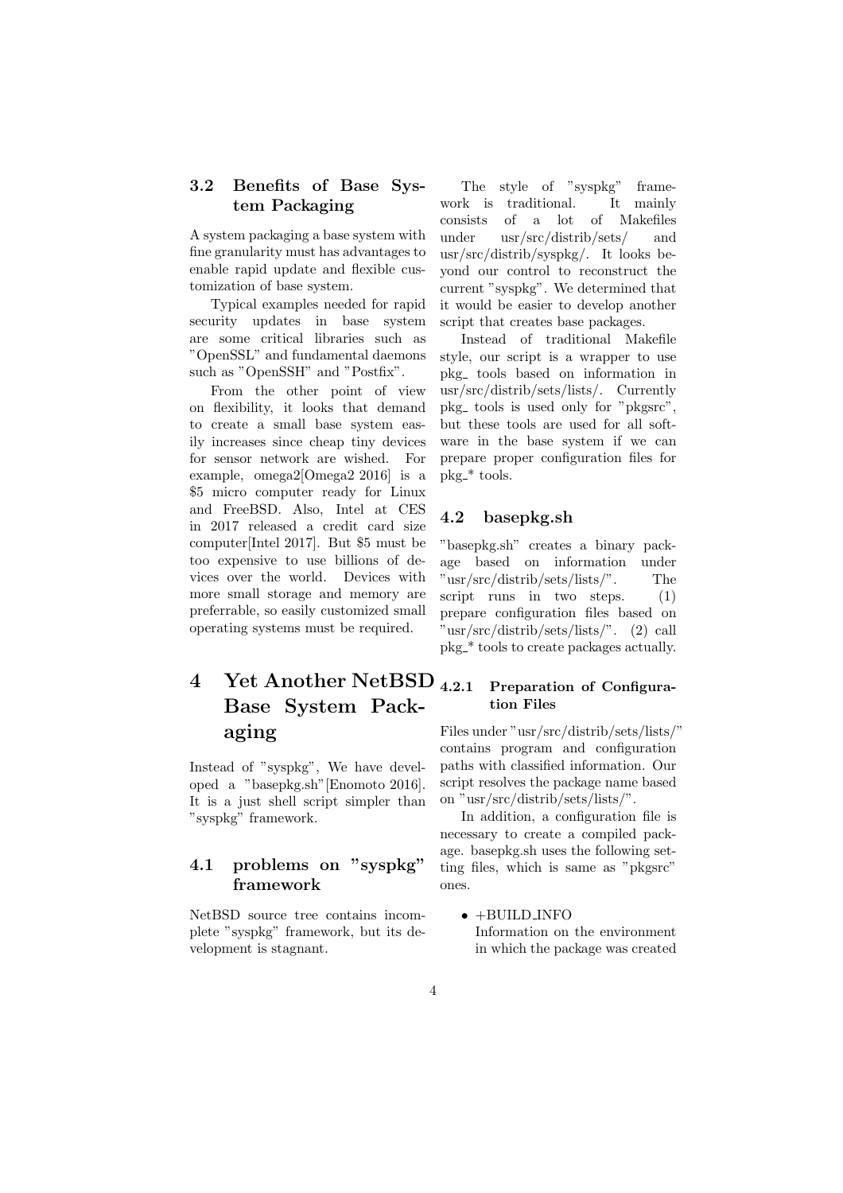### 3.2 Benefits of Base System Packaging

A system packaging a base system with fine granularity must has advantages to enable rapid update and flexible customization of base system.

Typical examples needed for rapid security updates in base system are some critical libraries such as "OpenSSL" and fundamental daemons such as "OpenSSH" and "Postfix".

From the other point of view on flexibility, it looks that demand to create a small base system easily increases since cheap tiny devices for sensor network are wished. For example, omega2[Omega2 2016] is a $5 micro computer ready for Linux and FreeBSD. Also, Intel at CES in 2017 released a credit card size computer[Intel 2017]. But $5 must be too expensive to use billions of devices over the world. Devices with more small storage and memory are preferrable, so easily customized small operating systems must be required.

# 4 Yet Another NetBSD Base System Packaging

Instead of "syspkg", We have developed a "basepkg.sh"[Enomoto 2016]. It is a just shell script simpler than "syspkg" framework.

## 4.1 problems on "syspkg" framework

NetBSD source tree contains incomplete "syspkg" framework, but its development is stagnant.

The style of "syspkg" framework is traditional. It mainly consists of a lot of Makefiles under usr/src/distrib/sets/ and usr/src/distrib/syspkg/. It looks beyond our control to reconstruct the current "syspkg". We determined that it would be easier to develop another script that creates base packages.

Instead of traditional Makefile style, our script is a wrapper to use pkg_ tools based on information in usr/src/distrib/sets/lists/. Currently pkg_ tools is used only for "pkgsrc", but these tools are used for all software in the base system if we can prepare proper configuration files for pkg_* tools.

## 4.2 basepkg.sh

"basepkg.sh" creates a binary package based on information under "usr/src/distrib/sets/lists/". The script runs in two steps. (1) prepare configuration files based on "usr/src/distrib/sets/lists/". (2) call pkg_* tools to create packages actually.

### 4.2.1 Preparation of Configuration Files

Files under "usr/src/distrib/sets/lists/" contains program and configuration paths with classified information. Our script resolves the package name based on "usr/src/distrib/sets/lists/".

In addition, a configuration file is necessary to create a compiled package. basepkg.sh uses the following setting files, which is same as "pkgsrc" ones.

- +BUILD_INFO
  Information on the environment in which the package was created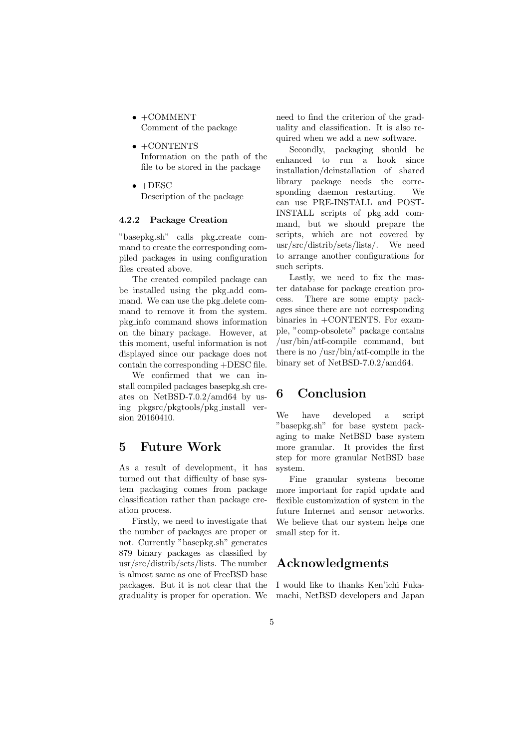- +COMMENT
  Comment of the package
- +CONTENTS
  Information on the path of the file to be stored in the package
- +DESC
  Description of the package

#### 4.2.2 Package Creation

"basepkg.sh" calls pkg_create command to create the corresponding compiled packages in using configuration files created above.

The created compiled package can be installed using the pkg_add command. We can use the pkg_delete command to remove it from the system. pkg_info command shows information on the binary package. However, at this moment, useful information is not displayed since our package does not contain the corresponding +DESC file.

We confirmed that we can install compiled packages basepkg.sh creates on NetBSD-7.0.2/amd64 by using pkgsrc/pkgtools/pkg_install version 20160410.

## 5 Future Work

As a result of development, it has turned out that difficulty of base system packaging comes from package classification rather than package creation process.

Firstly, we need to investigate that the number of packages are proper or not. Currently "basepkg.sh" generates 879 binary packages as classified by usr/src/distrib/sets/lists. The number is almost same as one of FreeBSD base packages. But it is not clear that the graduality is proper for operation. We need to find the criterion of the graduality and classification. It is also required when we add a new software.

Secondly, packaging should be enhanced to run a hook since installation/deinstallation of shared library package needs the corresponding daemon restarting. We can use PRE-INSTALL and POST-INSTALL scripts of pkg_add command, but we should prepare the scripts, which are not covered by usr/src/distrib/sets/lists/. We need to arrange another configurations for such scripts.

Lastly, we need to fix the master database for package creation process. There are some empty packages since there are not corresponding binaries in +CONTENTS. For example, "comp-obsolete" package contains /usr/bin/atf-compile command, but there is no /usr/bin/atf-compile in the binary set of NetBSD-7.0.2/amd64.

## 6 Conclusion

We have developed a script "basepkg.sh" for base system packaging to make NetBSD base system more granular. It provides the first step for more granular NetBSD base system.

Fine granular systems become more important for rapid update and flexible customization of system in the future Internet and sensor networks. We believe that our system helps one small step for it.

## Acknowledgments

I would like to thanks Ken'ichi Fukamachi, NetBSD developers and Japan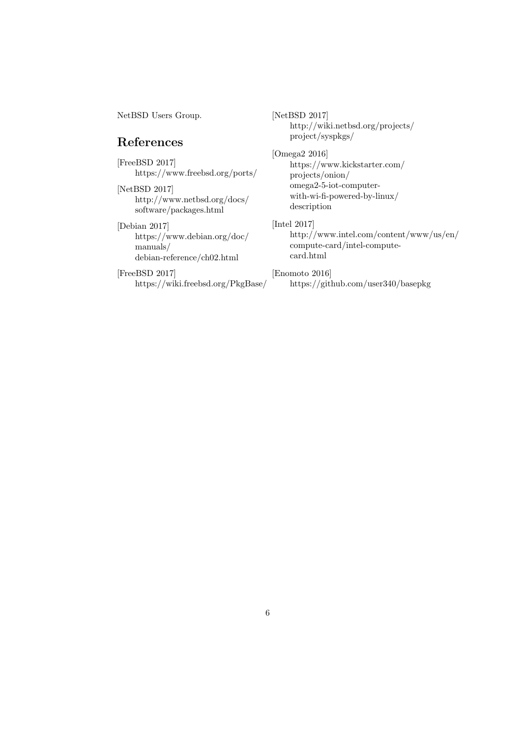NetBSD Users Group.

## References

[FreeBSD 2017]
https://www.freebsd.org/ports/

[NetBSD 2017]
http://www.netbsd.org/docs/software/packages.html

[Debian 2017]
https://www.debian.org/doc/manuals/debian-reference/ch02.html

[FreeBSD 2017]
https://wiki.freebsd.org/PkgBase/

[NetBSD 2017]
http://wiki.netbsd.org/projects/project/syspkgs/

[Omega2 2016]
https://www.kickstarter.com/projects/onion/omega2-5-iot-computer-with-wi-fi-powered-by-linux/description

[Intel 2017]
http://www.intel.com/content/www/us/en/compute-card/intel-compute-card.html

[Enomoto 2016]
https://github.com/user340/basepkg